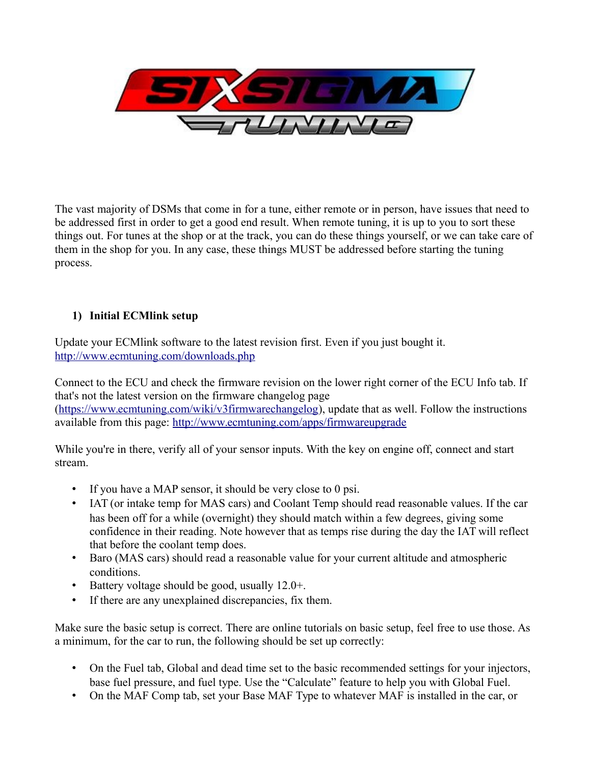The vast majority of DSMs that come in for a tune, either remote or in person, have issues that need to be addressed first in order to get a good end result. When remote tuning, it is up to you to sort these things out. For tunes at the shop or at the track, you can do these things yourself, or we can take care of them in the shop for you. In any case, these things MUST be addressed before starting the tuning process.

### 1) Initial ECMlink setup

Update your ECMlink software to the latest revision first. Even if you just bought it. http://www.ecmtuning.com/downloads.php

Connect to the ECU and check the firmware revision on the lower right corner of the ECU Info tab. If that's not the latest version on the firmware changelog page (https://www.ecmtuning.com/wiki/v3firmwarechangelog), update that as well. Follow the instructions available from this page: http://www.ecmtuning.com/apps/firmwareupgrade

While you're in there, verify all of your sensor inputs. With the key on engine off, connect and start stream.

- If you have a MAP sensor, it should be very close to 0 psi.
- IAT (or intake temp for MAS cars) and Coolant Temp should read reasonable values. If the car has been off for a while (overnight) they should match within a few degrees, giving some confidence in their reading. Note however that as temps rise during the day the IAT will reflect that before the coolant temp does.
- Baro (MAS cars) should read a reasonable value for your current altitude and atmospheric conditions.
- Battery voltage should be good, usually 12.0+.
- If there are any unexplained discrepancies, fix them.

Make sure the basic setup is correct. There are online tutorials on basic setup, feel free to use those. As a minimum, for the car to run, the following should be set up correctly:

- On the Fuel tab, Global and dead time set to the basic recommended settings for your injectors, base fuel pressure, and fuel type. Use the "Calculate" feature to help you with Global Fuel.
- On the MAF Comp tab, set your Base MAF Type to whatever MAF is installed in the car, or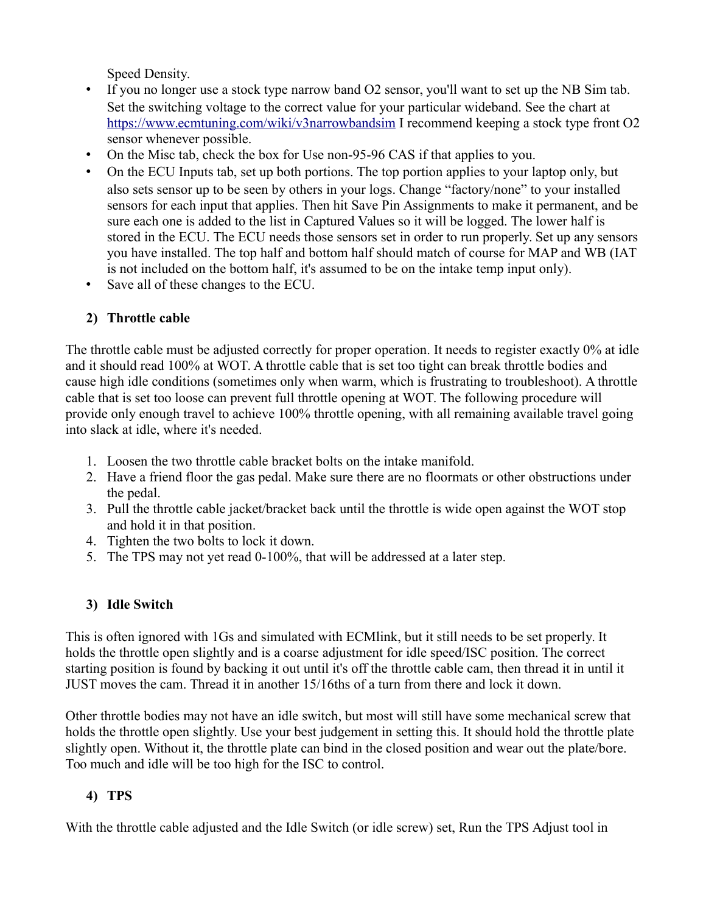Speed Density.

- If you no longer use a stock type narrow band O2 sensor, you'll want to set up the NB Sim tab. Set the switching voltage to the correct value for your particular wideband. See the chart at https://www.ecmtuning.com/wiki/v3narrowbandsim I recommend keeping a stock type front O2 sensor whenever possible.
- On the Misc tab, check the box for Use non-95-96 CAS if that applies to you.
- On the ECU Inputs tab, set up both portions. The top portion applies to your laptop only, but also sets sensor up to be seen by others in your logs. Change "factory/none" to your installed sensors for each input that applies. Then hit Save Pin Assignments to make it permanent, and be sure each one is added to the list in Captured Values so it will be logged. The lower half is stored in the ECU. The ECU needs those sensors set in order to run properly. Set up any sensors you have installed. The top half and bottom half should match of course for MAP and WB (IAT is not included on the bottom half, it's assumed to be on the intake temp input only).
- Save all of these changes to the ECU.

## 2) Throttle cable

The throttle cable must be adjusted correctly for proper operation. It needs to register exactly 0% at idle and it should read 100% at WOT. A throttle cable that is set too tight can break throttle bodies and cause high idle conditions (sometimes only when warm, which is frustrating to troubleshoot). A throttle cable that is set too loose can prevent full throttle opening at WOT. The following procedure will provide only enough travel to achieve 100% throttle opening, with all remaining available travel going into slack at idle, where it's needed.

1. Loosen the two throttle cable bracket bolts on the intake manifold.
2. Have a friend floor the gas pedal. Make sure there are no floormats or other obstructions under the pedal.
3. Pull the throttle cable jacket/bracket back until the throttle is wide open against the WOT stop and hold it in that position.
4. Tighten the two bolts to lock it down.
5. The TPS may not yet read 0-100%, that will be addressed at a later step.

## 3) Idle Switch

This is often ignored with 1Gs and simulated with ECMlink, but it still needs to be set properly. It holds the throttle open slightly and is a coarse adjustment for idle speed/ISC position. The correct starting position is found by backing it out until it's off the throttle cable cam, then thread it in until it JUST moves the cam. Thread it in another 15/16ths of a turn from there and lock it down.

Other throttle bodies may not have an idle switch, but most will still have some mechanical screw that holds the throttle open slightly. Use your best judgement in setting this. It should hold the throttle plate slightly open. Without it, the throttle plate can bind in the closed position and wear out the plate/bore. Too much and idle will be too high for the ISC to control.

## 4) TPS

With the throttle cable adjusted and the Idle Switch (or idle screw) set, Run the TPS Adjust tool in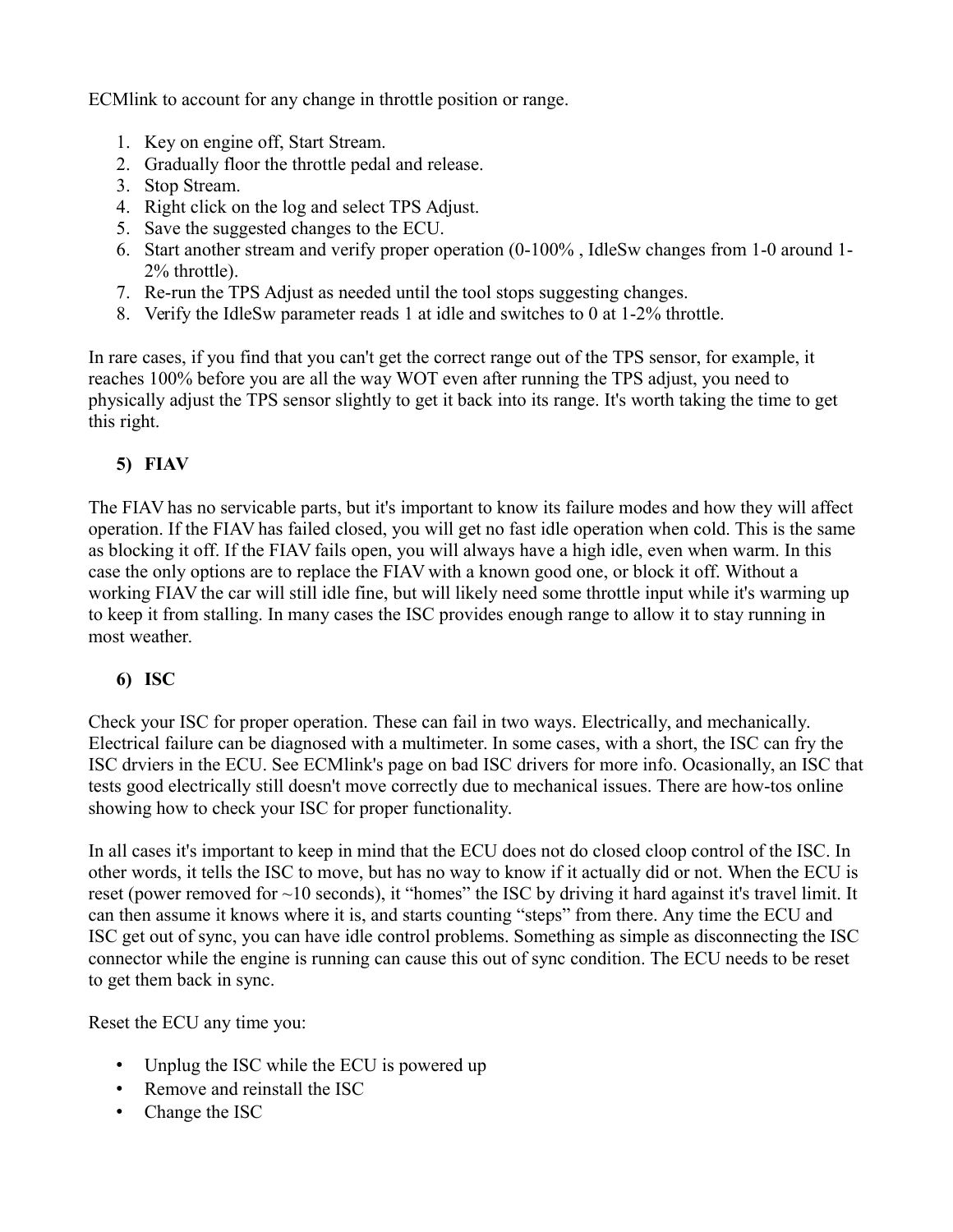ECMlink to account for any change in throttle position or range.

1. Key on engine off, Start Stream.
2. Gradually floor the throttle pedal and release.
3. Stop Stream.
4. Right click on the log and select TPS Adjust.
5. Save the suggested changes to the ECU.
6. Start another stream and verify proper operation (0-100% , IdleSw changes from 1-0 around 1-2% throttle).
7. Re-run the TPS Adjust as needed until the tool stops suggesting changes.
8. Verify the IdleSw parameter reads 1 at idle and switches to 0 at 1-2% throttle.

In rare cases, if you find that you can't get the correct range out of the TPS sensor, for example, it reaches 100% before you are all the way WOT even after running the TPS adjust, you need to physically adjust the TPS sensor slightly to get it back into its range. It's worth taking the time to get this right.

### 5) FIAV

The FIAV has no servicable parts, but it's important to know its failure modes and how they will affect operation. If the FIAV has failed closed, you will get no fast idle operation when cold. This is the same as blocking it off. If the FIAV fails open, you will always have a high idle, even when warm. In this case the only options are to replace the FIAV with a known good one, or block it off. Without a working FIAV the car will still idle fine, but will likely need some throttle input while it's warming up to keep it from stalling. In many cases the ISC provides enough range to allow it to stay running in most weather.

### 6) ISC

Check your ISC for proper operation. These can fail in two ways. Electrically, and mechanically. Electrical failure can be diagnosed with a multimeter. In some cases, with a short, the ISC can fry the ISC drviers in the ECU. See ECMlink's page on bad ISC drivers for more info. Ocasionally, an ISC that tests good electrically still doesn't move correctly due to mechanical issues. There are how-tos online showing how to check your ISC for proper functionality.

In all cases it's important to keep in mind that the ECU does not do closed cloop control of the ISC. In other words, it tells the ISC to move, but has no way to know if it actually did or not. When the ECU is reset (power removed for ~10 seconds), it “homes” the ISC by driving it hard against it's travel limit. It can then assume it knows where it is, and starts counting “steps” from there. Any time the ECU and ISC get out of sync, you can have idle control problems. Something as simple as disconnecting the ISC connector while the engine is running can cause this out of sync condition. The ECU needs to be reset to get them back in sync.

Reset the ECU any time you:

- Unplug the ISC while the ECU is powered up
- Remove and reinstall the ISC
- Change the ISC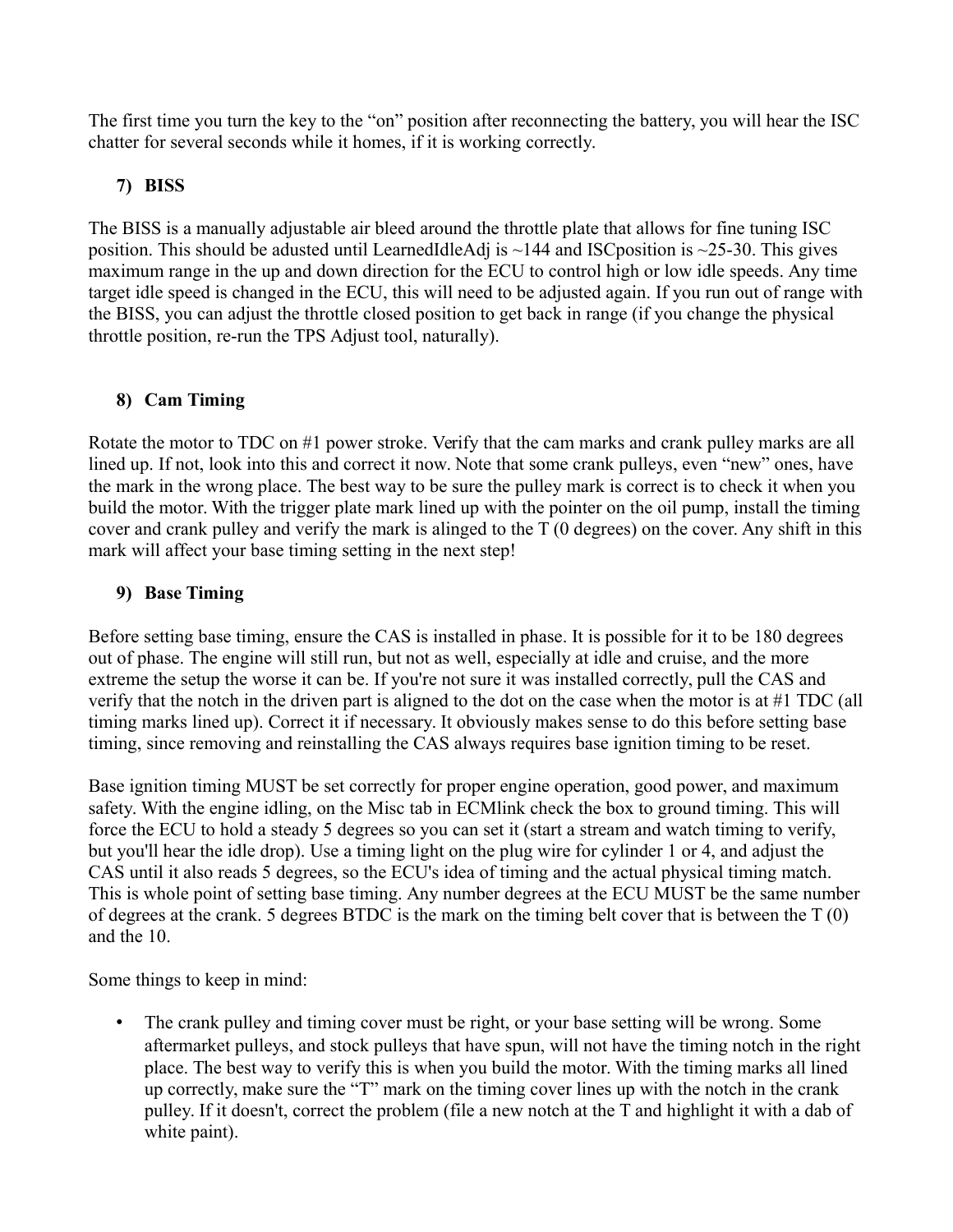The first time you turn the key to the "on" position after reconnecting the battery, you will hear the ISC chatter for several seconds while it homes, if it is working correctly.

7) **BISS**

The BISS is a manually adjustable air bleed around the throttle plate that allows for fine tuning ISC position. This should be adusted until LearnedIdleAdj is ~144 and ISCposition is ~25-30. This gives maximum range in the up and down direction for the ECU to control high or low idle speeds. Any time target idle speed is changed in the ECU, this will need to be adjusted again. If you run out of range with the BISS, you can adjust the throttle closed position to get back in range (if you change the physical throttle position, re-run the TPS Adjust tool, naturally).

8) **Cam Timing**

Rotate the motor to TDC on #1 power stroke. Verify that the cam marks and crank pulley marks are all lined up. If not, look into this and correct it now. Note that some crank pulleys, even "new" ones, have the mark in the wrong place. The best way to be sure the pulley mark is correct is to check it when you build the motor. With the trigger plate mark lined up with the pointer on the oil pump, install the timing cover and crank pulley and verify the mark is alinged to the T (0 degrees) on the cover. Any shift in this mark will affect your base timing setting in the next step!

9) **Base Timing**

Before setting base timing, ensure the CAS is installed in phase. It is possible for it to be 180 degrees out of phase. The engine will still run, but not as well, especially at idle and cruise, and the more extreme the setup the worse it can be. If you're not sure it was installed correctly, pull the CAS and verify that the notch in the driven part is aligned to the dot on the case when the motor is at #1 TDC (all timing marks lined up). Correct it if necessary. It obviously makes sense to do this before setting base timing, since removing and reinstalling the CAS always requires base ignition timing to be reset.

Base ignition timing MUST be set correctly for proper engine operation, good power, and maximum safety. With the engine idling, on the Misc tab in ECMlink check the box to ground timing. This will force the ECU to hold a steady 5 degrees so you can set it (start a stream and watch timing to verify, but you'll hear the idle drop). Use a timing light on the plug wire for cylinder 1 or 4, and adjust the CAS until it also reads 5 degrees, so the ECU's idea of timing and the actual physical timing match. This is whole point of setting base timing. Any number degrees at the ECU MUST be the same number of degrees at the crank. 5 degrees BTDC is the mark on the timing belt cover that is between the T (0) and the 10.

Some things to keep in mind:

- The crank pulley and timing cover must be right, or your base setting will be wrong. Some aftermarket pulleys, and stock pulleys that have spun, will not have the timing notch in the right place. The best way to verify this is when you build the motor. With the timing marks all lined up correctly, make sure the "T" mark on the timing cover lines up with the notch in the crank pulley. If it doesn't, correct the problem (file a new notch at the T and highlight it with a dab of white paint).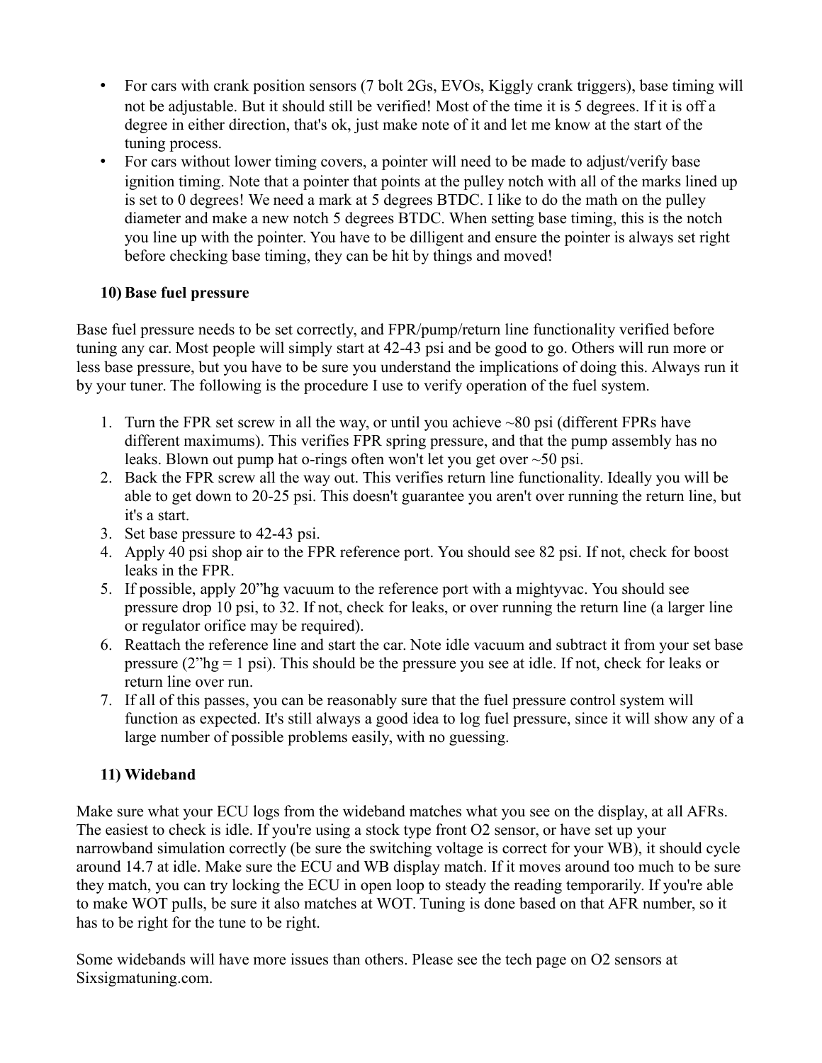- For cars with crank position sensors (7 bolt 2Gs, EVOs, Kiggly crank triggers), base timing will not be adjustable. But it should still be verified! Most of the time it is 5 degrees. If it is off a degree in either direction, that's ok, just make note of it and let me know at the start of the tuning process.
- For cars without lower timing covers, a pointer will need to be made to adjust/verify base ignition timing. Note that a pointer that points at the pulley notch with all of the marks lined up is set to 0 degrees! We need a mark at 5 degrees BTDC. I like to do the math on the pulley diameter and make a new notch 5 degrees BTDC. When setting base timing, this is the notch you line up with the pointer. You have to be dilligent and ensure the pointer is always set right before checking base timing, they can be hit by things and moved!

### 10) Base fuel pressure

Base fuel pressure needs to be set correctly, and FPR/pump/return line functionality verified before tuning any car. Most people will simply start at 42-43 psi and be good to go. Others will run more or less base pressure, but you have to be sure you understand the implications of doing this. Always run it by your tuner. The following is the procedure I use to verify operation of the fuel system.

1. Turn the FPR set screw in all the way, or until you achieve ~80 psi (different FPRs have different maximums). This verifies FPR spring pressure, and that the pump assembly has no leaks. Blown out pump hat o-rings often won't let you get over ~50 psi.
2. Back the FPR screw all the way out. This verifies return line functionality. Ideally you will be able to get down to 20-25 psi. This doesn't guarantee you aren't over running the return line, but it's a start.
3. Set base pressure to 42-43 psi.
4. Apply 40 psi shop air to the FPR reference port. You should see 82 psi. If not, check for boost leaks in the FPR.
5. If possible, apply 20"hg vacuum to the reference port with a mightyvac. You should see pressure drop 10 psi, to 32. If not, check for leaks, or over running the return line (a larger line or regulator orifice may be required).
6. Reattach the reference line and start the car. Note idle vacuum and subtract it from your set base pressure (2"hg = 1 psi). This should be the pressure you see at idle. If not, check for leaks or return line over run.
7. If all of this passes, you can be reasonably sure that the fuel pressure control system will function as expected. It's still always a good idea to log fuel pressure, since it will show any of a large number of possible problems easily, with no guessing.

### 11) Wideband

Make sure what your ECU logs from the wideband matches what you see on the display, at all AFRs. The easiest to check is idle. If you're using a stock type front O2 sensor, or have set up your narrowband simulation correctly (be sure the switching voltage is correct for your WB), it should cycle around 14.7 at idle. Make sure the ECU and WB display match. If it moves around too much to be sure they match, you can try locking the ECU in open loop to steady the reading temporarily. If you're able to make WOT pulls, be sure it also matches at WOT. Tuning is done based on that AFR number, so it has to be right for the tune to be right.

Some widebands will have more issues than others. Please see the tech page on O2 sensors at Sixsigmatuning.com.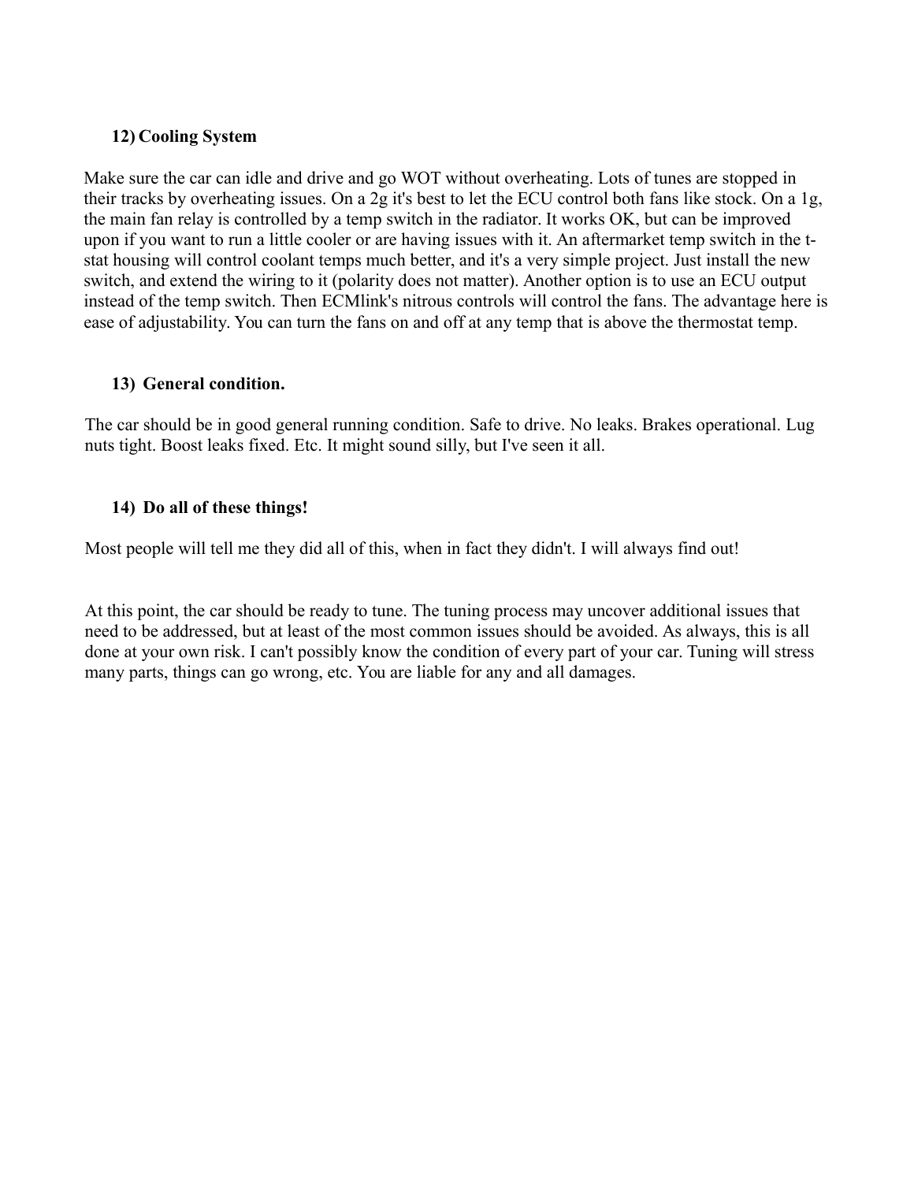### 12) Cooling System

Make sure the car can idle and drive and go WOT without overheating. Lots of tunes are stopped in their tracks by overheating issues. On a 2g it's best to let the ECU control both fans like stock. On a 1g, the main fan relay is controlled by a temp switch in the radiator. It works OK, but can be improved upon if you want to run a little cooler or are having issues with it. An aftermarket temp switch in the t-stat housing will control coolant temps much better, and it's a very simple project. Just install the new switch, and extend the wiring to it (polarity does not matter). Another option is to use an ECU output instead of the temp switch. Then ECMlink's nitrous controls will control the fans. The advantage here is ease of adjustability. You can turn the fans on and off at any temp that is above the thermostat temp.

### 13) General condition.

The car should be in good general running condition. Safe to drive. No leaks. Brakes operational. Lug nuts tight. Boost leaks fixed. Etc. It might sound silly, but I've seen it all.

### 14) Do all of these things!

Most people will tell me they did all of this, when in fact they didn't. I will always find out!

At this point, the car should be ready to tune. The tuning process may uncover additional issues that need to be addressed, but at least of the most common issues should be avoided. As always, this is all done at your own risk. I can't possibly know the condition of every part of your car. Tuning will stress many parts, things can go wrong, etc. You are liable for any and all damages.